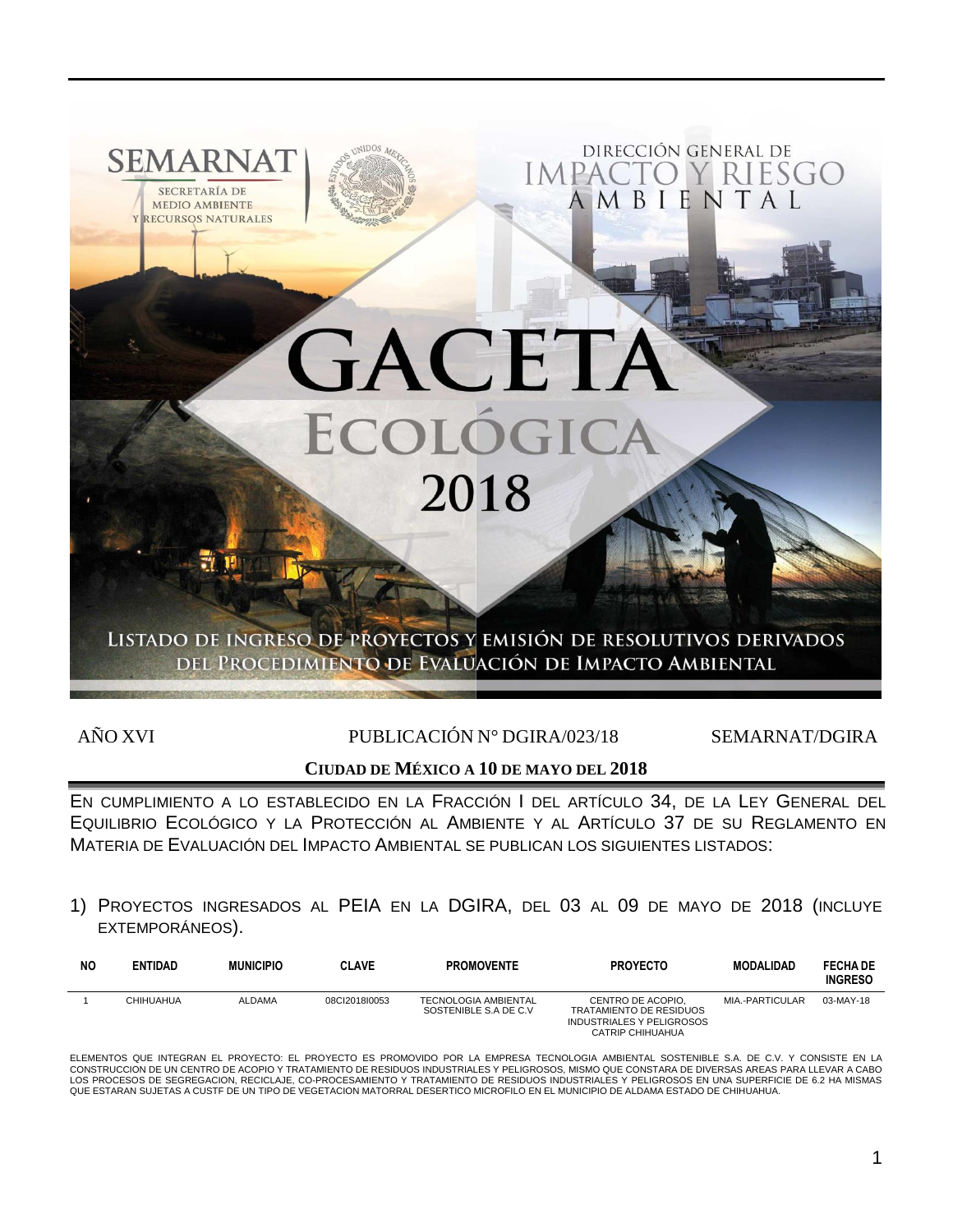SEMARNAT

SECRETARÍA DE MEDIO AMBIENTE Y RECURSOS NATURALES

DIRECCIÓN GENERAL DE IMPACTO Y RIESGO AMBIENTAL

# GACETA ECOLÓGICA 2018

LISTADO DE INGRESO DE PROYECTOS Y EMISIÓN DE RESOLUTIVOS DERIVADOS DEL PROCEDIMIENTO DE EVALUACIÓN DE IMPACTO AMBIENTAL

AÑO XVI | PUBLICACIÓN N° DGIRA/023/18 | SEMARNAT/DGIRA

**CIUDAD DE MÉXICO A 10 DE MAYO DEL 2018**

EN CUMPLIMIENTO A LO ESTABLECIDO EN LA FRACCIÓN I DEL ARTÍCULO 34, DE LA LEY GENERAL DEL EQUILIBRIO ECOLÓGICO Y LA PROTECCIÓN AL AMBIENTE Y AL ARTÍCULO 37 DE SU REGLAMENTO EN MATERIA DE EVALUACIÓN DEL IMPACTO AMBIENTAL SE PUBLICAN LOS SIGUIENTES LISTADOS:

1) PROYECTOS INGRESADOS AL PEIA EN LA DGIRA, DEL 03 AL 09 DE MAYO DE 2018 (INCLUYE EXTEMPORÁNEOS).

| NO | ENTIDAD | MUNICIPIO | CLAVE | PROMOVENTE | PROYECTO | MODALIDAD | FECHA DE INGRESO |
|---|---|---|---|---|---|---|---|
| 1 | CHIHUAHUA | ALDAMA | 08CI2018I0053 | TECNOLOGIA AMBIENTAL SOSTENIBLE S.A DE C.V | CENTRO DE ACOPIO, TRATAMIENTO DE RESIDUOS INDUSTRIALES Y PELIGROSOS CATRIP CHIHUAHUA | MIA.-PARTICULAR | 03-MAY-18 |

ELEMENTOS QUE INTEGRAN EL PROYECTO: EL PROYECTO ES PROMOVIDO POR LA EMPRESA TECNOLOGIA AMBIENTAL SOSTENIBLE S.A. DE C.V. Y CONSISTE EN LA CONSTRUCCION DE UN CENTRO DE ACOPIO Y TRATAMIENTO DE RESIDUOS INDUSTRIALES Y PELIGROSOS, MISMO QUE CONSTARA DE DIVERSAS AREAS PARA LLEVAR A CABO LOS PROCESOS DE SEGREGACION, RECICLAJE, CO-PROCESAMIENTO Y TRATAMIENTO DE RESIDUOS INDUSTRIALES Y PELIGROSOS EN UNA SUPERFICIE DE 6.2 HA MISMAS QUE ESTARAN SUJETAS A CUSTF DE UN TIPO DE VEGETACION MATORRAL DESERTICO MICROFILO EN EL MUNICIPIO DE ALDAMA ESTADO DE CHIHUAHUA.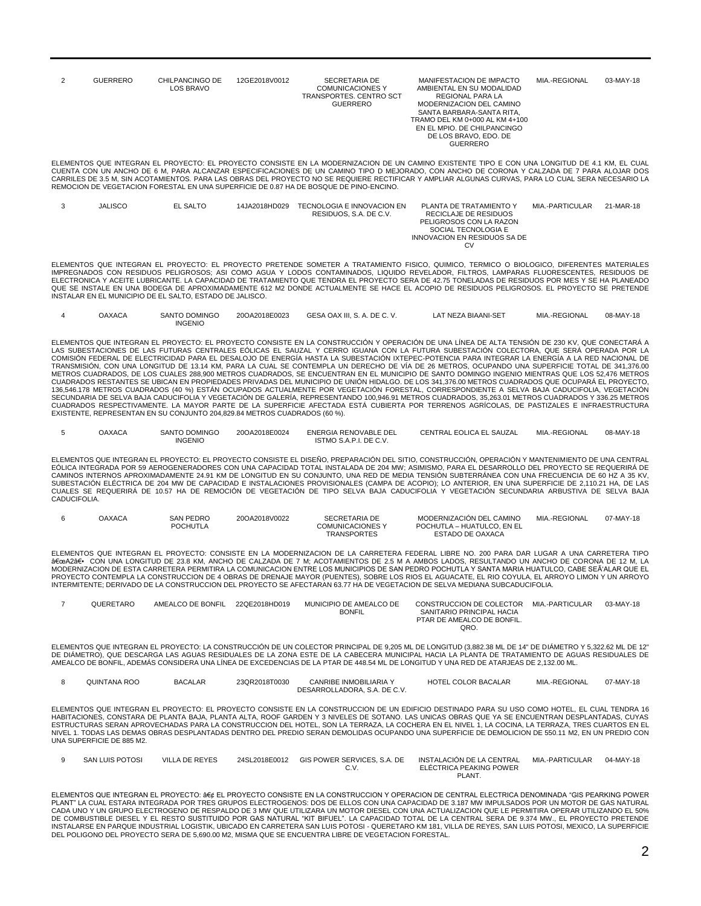| 2 | GUERRERO | CHILPANCINGO DE LOS BRAVO | 12GE2018V0012 | SECRETARIA DE COMUNICACIONES Y TRANSPORTES. CENTRO SCT GUERRERO | MANIFESTACION DE IMPACTO AMBIENTAL EN SU MODALIDAD REGIONAL PARA LA MODERNIZACION DEL CAMINO SANTA BARBARA-SANTA RITA, TRAMO DEL KM 0+000 AL KM 4+100 EN EL MPIO. DE CHILPANCINGO DE LOS BRAVO, EDO. DE GUERRERO | MIA.-REGIONAL | 03-MAY-18 |
|---|---|---|---|---|---|---|---|

ELEMENTOS QUE INTEGRAN EL PROYECTO: EL PROYECTO CONSISTE EN LA MODERNIZACION DE UN CAMINO EXISTENTE TIPO E CON UNA LONGITUD DE 4.1 KM, EL CUAL CUENTA CON UN ANCHO DE 6 M, PARA ALCANZAR ESPECIFICACIONES DE UN CAMINO TIPO D MEJORADO, CON ANCHO DE CORONA Y CALZADA DE 7 PARA ALOJAR DOS CARRILES DE 3.5 M, SIN ACOTAMIENTOS. PARA LAS OBRAS DEL PROYECTO NO SE REQUIERE RECTIFICAR Y AMPLIAR ALGUNAS CURVAS, PARA LO CUAL SERA NECESARIO LA REMOCION DE VEGETACION FORESTAL EN UNA SUPERFICIE DE 0.87 HA DE BOSQUE DE PINO-ENCINO.

| 3 | JALISCO | EL SALTO | 14JA2018HD029 | TECNOLOGIA E INNOVACION EN RESIDUOS, S.A. DE C.V. | PLANTA DE TRATAMIENTO Y RECICLAJE DE RESIDUOS PELIGROSOS CON LA RAZON SOCIAL TECNOLOGIA E INNOVACION EN RESIDUOS SA DE CV | MIA.-PARTICULAR | 21-MAR-18 |
|---|---|---|---|---|---|---|---|

ELEMENTOS QUE INTEGRAN EL PROYECTO: EL PROYECTO PRETENDE SOMETER A TRATAMIENTO FISICO, QUIMICO, TERMICO O BIOLOGICO, DIFERENTES MATERIALES IMPREGNADOS CON RESIDUOS PELIGROSOS; ASI COMO AGUA Y LODOS CONTAMINADOS, LIQUIDO REVELADOR, FILTROS, LAMPARAS FLUORESCENTES, RESIDUOS DE ELECTRONICA Y ACEITE LUBRICANTE. LA CAPACIDAD DE TRATAMIENTO QUE TENDRA EL PROYECTO SERA DE 42.75 TONELADAS DE RESIDUOS POR MES Y SE HA PLANEADO QUE SE INSTALE EN UNA BODEGA DE APROXIMADAMENTE 612 M2 DONDE ACTUALMENTE SE HACE EL ACOPIO DE RESIDUOS PELIGROSOS. EL PROYECTO SE PRETENDE INSTALAR EN EL MUNICIPIO DE EL SALTO, ESTADO DE JALISCO.

| 4 | OAXACA | SANTO DOMINGO INGENIO | 20OA2018E0023 | GESA OAX III, S. A. DE C. V. | LAT NEZA BIAANI-SET | MIA.-REGIONAL | 08-MAY-18 |
|---|---|---|---|---|---|---|---|

ELEMENTOS QUE INTEGRAN EL PROYECTO: EL PROYECTO CONSISTE EN LA CONSTRUCCIÓN Y OPERACIÓN DE UNA LÍNEA DE ALTA TENSIÓN DE 230 KV, QUE CONECTARÁ A LAS SUBESTACIONES DE LAS FUTURAS CENTRALES EÓLICAS EL SAUZAL Y CERRO IGUANA CON LA FUTURA SUBESTACIÓN COLECTORA, QUE SERÁ OPERADA POR LA COMISIÓN FEDERAL DE ELECTRICIDAD PARA EL DESALOJO DE ENERGÍA HASTA LA SUBESTACIÓN IXTEPEC-POTENCIA PARA INTEGRAR LA ENERGÍA A LA RED NACIONAL DE TRANSMISIÓN, CON UNA LONGITUD DE 13.14 KM, PARA LA CUAL SE CONTEMPLA UN DERECHO DE VÍA DE 26 METROS, OCUPANDO UNA SUPERFICIE TOTAL DE 341,376.00 METROS CUADRADOS, DE LOS CUALES 288,900 METROS CUADRADOS, SE ENCUENTRAN EN EL MUNICIPIO DE SANTO DOMINGO INGENIO MIENTRAS QUE LOS 52,476 METROS CUADRADOS RESTANTES SE UBICAN EN PROPIEDADES PRIVADAS DEL MUNICIPIO DE UNIÓN HIDALGO. DE LOS 341,376.00 METROS CUADRADOS QUE OCUPARÁ EL PROYECTO, 136,546.178 METROS CUADRADOS (40 %) ESTÁN OCUPADOS ACTUALMENTE POR VEGETACIÓN FORESTAL, CORRESPONDIENTE A SELVA BAJA CADUCIFOLIA, VEGETACIÓN SECUNDARIA DE SELVA BAJA CADUCIFOLIA Y VEGETACIÓN DE GALERÍA, REPRESENTANDO 100,946.91 METROS CUADRADOS, 35,263.01 METROS CUADRADOS Y 336.25 METROS CUADRADOS RESPECTIVAMENTE. LA MAYOR PARTE DE LA SUPERFICIE AFECTADA ESTÁ CUBIERTA POR TERRENOS AGRÍCOLAS, DE PASTIZALES E INFRAESTRUCTURA EXISTENTE, REPRESENTAN EN SU CONJUNTO 204,829.84 METROS CUADRADOS (60 %).

| 5 | OAXACA | SANTO DOMINGO INGENIO | 20OA2018E0024 | ENERGIA RENOVABLE DEL ISTMO S.A.P.I. DE C.V. | CENTRAL EOLICA EL SAUZAL | MIA.-REGIONAL | 08-MAY-18 |
|---|---|---|---|---|---|---|---|

ELEMENTOS QUE INTEGRAN EL PROYECTO: EL PROYECTO CONSISTE EL DISEÑO, PREPARACIÓN DEL SITIO, CONSTRUCCIÓN, OPERACIÓN Y MANTENIMIENTO DE UNA CENTRAL EÓLICA INTEGRADA POR 59 AEROGENERADORES CON UNA CAPACIDAD TOTAL INSTALADA DE 204 MW; ASIMISMO, PARA EL DESARROLLO DEL PROYECTO SE REQUERIRÁ DE CAMINOS INTERNOS APROXIMADAMENTE 24.91 KM DE LONGITUD EN SU CONJUNTO, UNA RED DE MEDIA TENSIÓN SUBTERRÁNEA CON UNA FRECUENCIA DE 60 HZ A 35 KV, SUBESTACIÓN ELÉCTRICA DE 204 MW DE CAPACIDAD E INSTALACIONES PROVISIONALES (CAMPA DE ACOPIO); LO ANTERIOR, EN UNA SUPERFICIE DE 2,110.21 HA, DE LAS CUALES SE REQUERIRÁ DE 10.57 HA DE REMOCIÓN DE VEGETACIÓN DE TIPO SELVA BAJA CADUCIFOLIA Y VEGETACIÓN SECUNDARIA ARBUSTIVA DE SELVA BAJA CADUCIFOLIA.

| 6 | OAXACA | SAN PEDRO POCHUTLA | 20OA2018V0022 | SECRETARIA DE COMUNICACIONES Y TRANSPORTES | MODERNIZACIÓN DEL CAMINO POCHUTLA – HUATULCO, EN EL ESTADO DE OAXACA | MIA.-REGIONAL | 07-MAY-18 |
|---|---|---|---|---|---|---|---|

ELEMENTOS QUE INTEGRAN EL PROYECTO: CONSISTE EN LA MODERNIZACION DE LA CARRETERA FEDERAL LIBRE NO. 200 PARA DAR LUGAR A UNA CARRETERA TIPO â€œA2â€• CON UNA LONGITUD DE 23.8 KM, ANCHO DE CALZADA DE 7 M; ACOTAMIENTOS DE 2.5 M A AMBOS LADOS, RESULTANDO UN ANCHO DE CORONA DE 12 M, LA MODERNIZACION DE ESTA CARRETERA PERMITIRA LA COMUNICACION ENTRE LOS MUNICIPIOS DE SAN PEDRO POCHUTLA Y SANTA MARIA HUATULCO, CABE SEÃ'ALAR QUE EL PROYECTO CONTEMPLA LA CONSTRUCCION DE 4 OBRAS DE DRENAJE MAYOR (PUENTES), SOBRE LOS RIOS EL AGUACATE, EL RIO COYULA, EL ARROYO LIMON Y UN ARROYO INTERMITENTE; DERIVADO DE LA CONSTRUCCION DEL PROYECTO SE AFECTARAN 63.77 HA DE VEGETACION DE SELVA MEDIANA SUBCADUCIFOLIA.

| 7 | QUERETARO | AMEALCO DE BONFIL | 22QE2018HD019 | MUNICIPIO DE AMEALCO DE BONFIL | CONSTRUCCION DE COLECTOR SANITARIO PRINCIPAL HACIA PTAR DE AMEALCO DE BONFIL. QRO. | MIA.-PARTICULAR | 03-MAY-18 |
|---|---|---|---|---|---|---|---|

ELEMENTOS QUE INTEGRAN EL PROYECTO: LA CONSTRUCCIÓN DE UN COLECTOR PRINCIPAL DE 9,205 ML DE LONGITUD (3,882.38 ML DE 14" DE DIÁMETRO Y 5,322.62 ML DE 12" DE DIÁMETRO), QUE DESCARGA LAS AGUAS RESIDUALES DE LA ZONA ESTE DE LA CABECERA MUNICIPAL HACIA LA PLANTA DE TRATAMIENTO DE AGUAS RESIDUALES DE AMEALCO DE BONFIL, ADEMÁS CONSIDERA UNA LÍNEA DE EXCEDENCIAS DE LA PTAR DE 448.54 ML DE LONGITUD Y UNA RED DE ATARJEAS DE 2,132.00 ML.

| 8 | QUINTANA ROO | BACALAR | 23QR2018T0030 | CANRIBE INMOBILIARIA Y DESARROLLADORA, S.A. DE C.V. | HOTEL COLOR BACALAR | MIA.-REGIONAL | 07-MAY-18 |
|---|---|---|---|---|---|---|---|

ELEMENTOS QUE INTEGRAN EL PROYECTO: EL PROYECTO CONSISTE EN LA CONSTRUCCION DE UN EDIFICIO DESTINADO PARA SU USO COMO HOTEL, EL CUAL TENDRA 16 HABITACIONES, CONSTARA DE PLANTA BAJA, PLANTA ALTA, ROOF GARDEN Y 3 NIVELES DE SOTANO. LAS UNICAS OBRAS QUE YA SE ENCUENTRAN DESPLANTADAS, CUYAS ESTRUCTURAS SERAN APROVECHADAS PARA LA CONSTRUCCION DEL HOTEL, SON LA TERRAZA, LA COCHERA EN EL NIVEL 1, LA COCINA, LA TERRAZA, TRES CUARTOS EN EL NIVEL 1. TODAS LAS DEMAS OBRAS DESPLANTADAS DENTRO DEL PREDIO SERAN DEMOLIDAS OCUPANDO UNA SUPERFICIE DE DEMOLICION DE 550.11 M2, EN UN PREDIO CON UNA SUPERFICIE DE 885 M2.

| 9 | SAN LUIS POTOSI | VILLA DE REYES | 24SL2018E0012 | GIS POWER SERVICES, S.A. DE C.V. | INSTALACIÓN DE LA CENTRAL ELÉCTRICA PEAKING POWER PLANT. | MIA.-PARTICULAR | 04-MAY-18 |
|---|---|---|---|---|---|---|---|

ELEMENTOS QUE INTEGRAN EL PROYECTO: â€¢ EL PROYECTO CONSISTE EN LA CONSTRUCCION Y OPERACION DE CENTRAL ELECTRICA DENOMINADA "GIS PEARKING POWER PLANT" LA CUAL ESTARA INTEGRADA POR TRES GRUPOS ELECTROGENOS: DOS DE ELLOS CON UNA CAPACIDAD DE 3.187 MW IMPULSADOS POR UN MOTOR DE GAS NATURAL CADA UNO Y UN GRUPO ELECTROGENO DE RESPALDO DE 3 MW QUE UTILIZARA UN MOTOR DIESEL CON UNA ACTUALIZACION QUE LE PERMITIRA OPERAR UTILIZANDO EL 50% DE COMBUSTIBLE DIESEL Y EL RESTO SUSTITUIDO POR GAS NATURAL "KIT BIFUEL". LA CAPACIDAD TOTAL DE LA CENTRAL SERA DE 9.374 MW., EL PROYECTO PRETENDE INSTALARSE EN PARQUE INDUSTRIAL LOGISTIK, UBICADO EN CARRETERA SAN LUIS POTOSI - QUERETARO KM 181, VILLA DE REYES, SAN LUIS POTOSI, MEXICO, LA SUPERFICIE DEL POLIGONO DEL PROYECTO SERA DE 5,690.00 M2, MISMA QUE SE ENCUENTRA LIBRE DE VEGETACION FORESTAL.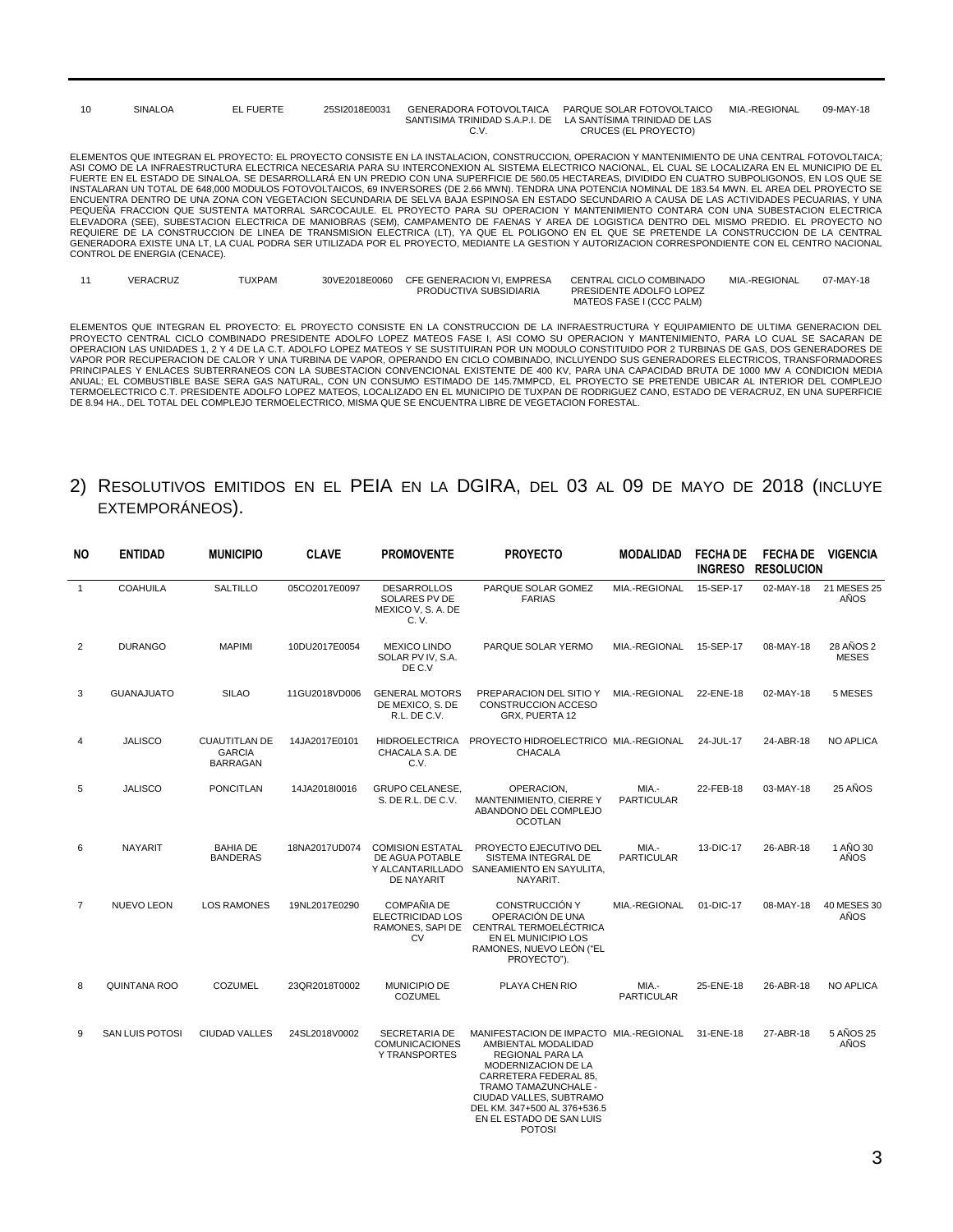| 10 | SINALOA | EL FUERTE | 25SI2018E0031 | GENERADORA FOTOVOLTAICA SANTISIMA TRINIDAD S.A.P.I. DE C.V. | PARQUE SOLAR FOTOVOLTAICO LA SANTÍSIMA TRINIDAD DE LAS CRUCES (EL PROYECTO) | MIA.-REGIONAL | 09-MAY-18 |
|---|---|---|---|---|---|---|---|

ELEMENTOS QUE INTEGRAN EL PROYECTO: EL PROYECTO CONSISTE EN LA INSTALACION, CONSTRUCCION, OPERACION Y MANTENIMIENTO DE UNA CENTRAL FOTOVOLTAICA; ASI COMO DE LA INFRAESTRUCTURA ELECTRICA NECESARIA PARA SU INTERCONEXION AL SISTEMA ELECTRICO NACIONAL, EL CUAL SE LOCALIZARA EN EL MUNICIPIO DE EL FUERTE EN EL ESTADO DE SINALOA. SE DESARROLLARÁ EN UN PREDIO CON UNA SUPERFICIE DE 560.05 HECTAREAS, DIVIDIDO EN CUATRO SUBPOLIGONOS, EN LOS QUE SE INSTALARAN UN TOTAL DE 648,000 MODULOS FOTOVOLTAICOS, 69 INVERSORES (DE 2.66 MWN). TENDRA UNA POTENCIA NOMINAL DE 183.54 MWN. EL AREA DEL PROYECTO SE ENCUENTRA DENTRO DE UNA ZONA CON VEGETACION SECUNDARIA DE SELVA BAJA ESPINOSA EN ESTADO SECUNDARIO A CAUSA DE LAS ACTIVIDADES PECUARIAS, Y UNA PEQUEÑA FRACCION QUE SUSTENTA MATORRAL SARCOCAULE. EL PROYECTO PARA SU OPERACION Y MANTENIMIENTO CONTARA CON UNA SUBESTACION ELECTRICA ELEVADORA (SEE), SUBESTACION ELECTRICA DE MANIOBRAS (SEM), CAMPAMENTO DE FAENAS Y AREA DE LOGISTICA DENTRO DEL MISMO PREDIO. EL PROYECTO NO REQUIERE DE LA CONSTRUCCION DE LINEA DE TRANSMISION ELECTRICA (LT), YA QUE EL POLIGONO EN EL QUE SE PRETENDE LA CONSTRUCCION DE LA CENTRAL GENERADORA EXISTE UNA LT, LA CUAL PODRA SER UTILIZADA POR EL PROYECTO, MEDIANTE LA GESTION Y AUTORIZACION CORRESPONDIENTE CON EL CENTRO NACIONAL CONTROL DE ENERGIA (CENACE).

| 11 | VERACRUZ | TUXPAM | 30VE2018E0060 | CFE GENERACION VI, EMPRESA PRODUCTIVA SUBSIDIARIA | CENTRAL CICLO COMBINADO PRESIDENTE ADOLFO LOPEZ MATEOS FASE I (CCC PALM) | MIA.-REGIONAL | 07-MAY-18 |
|---|---|---|---|---|---|---|---|

ELEMENTOS QUE INTEGRAN EL PROYECTO: EL PROYECTO CONSISTE EN LA CONSTRUCCION DE LA INFRAESTRUCTURA Y EQUIPAMIENTO DE ULTIMA GENERACION DEL PROYECTO CENTRAL CICLO COMBINADO PRESIDENTE ADOLFO LOPEZ MATEOS FASE I, ASI COMO SU OPERACION Y MANTENIMIENTO, PARA LO CUAL SE SACARAN DE OPERACION LAS UNIDADES 1, 2 Y 4 DE LA C.T. ADOLFO LOPEZ MATEOS Y SE SUSTITUIRAN POR UN MODULO CONSTITUIDO POR 2 TURBINAS DE GAS, DOS GENERADORES DE VAPOR POR RECUPERACION DE CALOR Y UNA TURBINA DE VAPOR, OPERANDO EN CICLO COMBINADO, INCLUYENDO SUS GENERADORES ELECTRICOS, TRANSFORMADORES PRINCIPALES Y ENLACES SUBTERRANEOS CON LA SUBESTACION CONVENCIONAL EXISTENTE DE 400 KV, PARA UNA CAPACIDAD BRUTA DE 1000 MW A CONDICION MEDIA ANUAL; EL COMBUSTIBLE BASE SERA GAS NATURAL, CON UN CONSUMO ESTIMADO DE 145.7MMPCD, EL PROYECTO SE PRETENDE UBICAR AL INTERIOR DEL COMPLEJO TERMOELECTRICO C.T. PRESIDENTE ADOLFO LOPEZ MATEOS, LOCALIZADO EN EL MUNICIPIO DE TUXPAN DE RODRIGUEZ CANO, ESTADO DE VERACRUZ, EN UNA SUPERFICIE DE 8.94 HA., DEL TOTAL DEL COMPLEJO TERMOELECTRICO, MISMA QUE SE ENCUENTRA LIBRE DE VEGETACION FORESTAL.

## 2) RESOLUTIVOS EMITIDOS EN EL PEIA EN LA DGIRA, DEL 03 AL 09 DE MAYO DE 2018 (INCLUYE EXTEMPORÁNEOS).

| NO | ENTIDAD | MUNICIPIO | CLAVE | PROMOVENTE | PROYECTO | MODALIDAD | FECHA DE INGRESO | FECHA DE RESOLUCION | VIGENCIA |
|---|---|---|---|---|---|---|---|---|---|
| 1 | COAHUILA | SALTILLO | 05CO2017E0097 | DESARROLLOS SOLARES PV DE MEXICO V, S. A. DE C. V. | PARQUE SOLAR GOMEZ FARIAS | MIA.-REGIONAL | 15-SEP-17 | 02-MAY-18 | 21 MESES 25 AÑOS |
| 2 | DURANGO | MAPIMI | 10DU2017E0054 | MEXICO LINDO SOLAR PV IV, S.A. DE C.V | PARQUE SOLAR YERMO | MIA.-REGIONAL | 15-SEP-17 | 08-MAY-18 | 28 AÑOS 2 MESES |
| 3 | GUANAJUATO | SILAO | 11GU2018VD006 | GENERAL MOTORS DE MEXICO, S. DE R.L. DE C.V. | PREPARACION DEL SITIO Y CONSTRUCCION ACCESO GRX, PUERTA 12 | MIA.-REGIONAL | 22-ENE-18 | 02-MAY-18 | 5 MESES |
| 4 | JALISCO | CUAUTITLAN DE GARCIA BARRAGAN | 14JA2017E0101 | HIDROELECTRICA CHACALA S.A. DE C.V. | PROYECTO HIDROELECTRICO CHACALA | MIA.-REGIONAL | 24-JUL-17 | 24-ABR-18 | NO APLICA |
| 5 | JALISCO | PONCITLAN | 14JA2018I0016 | GRUPO CELANESE, S. DE R.L. DE C.V. | OPERACION, MANTENIMIENTO, CIERRE Y ABANDONO DEL COMPLEJO OCOTLAN | MIA.-PARTICULAR | 22-FEB-18 | 03-MAY-18 | 25 AÑOS |
| 6 | NAYARIT | BAHIA DE BANDERAS | 18NA2017UD074 | COMISION ESTATAL DE AGUA POTABLE Y ALCANTARILLADO DE NAYARIT | PROYECTO EJECUTIVO DEL SISTEMA INTEGRAL DE SANEAMIENTO EN SAYULITA, NAYARIT. | MIA.-PARTICULAR | 13-DIC-17 | 26-ABR-18 | 1 AÑO 30 AÑOS |
| 7 | NUEVO LEON | LOS RAMONES | 19NL2017E0290 | COMPAÑIA DE ELECTRICIDAD LOS RAMONES, SAPI DE CV | CONSTRUCCIÓN Y OPERACIÓN DE UNA CENTRAL TERMOELÉCTRICA EN EL MUNICIPIO LOS RAMONES, NUEVO LEÓN ("EL PROYECTO"). | MIA.-REGIONAL | 01-DIC-17 | 08-MAY-18 | 40 MESES 30 AÑOS |
| 8 | QUINTANA ROO | COZUMEL | 23QR2018T0002 | MUNICIPIO DE COZUMEL | PLAYA CHEN RIO | MIA.-PARTICULAR | 25-ENE-18 | 26-ABR-18 | NO APLICA |
| 9 | SAN LUIS POTOSI | CIUDAD VALLES | 24SL2018V0002 | SECRETARIA DE COMUNICACIONES Y TRANSPORTES | MANIFESTACION DE IMPACTO AMBIENTAL MODALIDAD REGIONAL PARA LA MODERNIZACION DE LA CARRETERA FEDERAL 85, TRAMO TAMAZUNCHALE - CIUDAD VALLES, SUBTRAMO DEL KM. 347+500 AL 376+536.5 EN EL ESTADO DE SAN LUIS POTOSI | MIA.-REGIONAL | 31-ENE-18 | 27-ABR-18 | 5 AÑOS 25 AÑOS |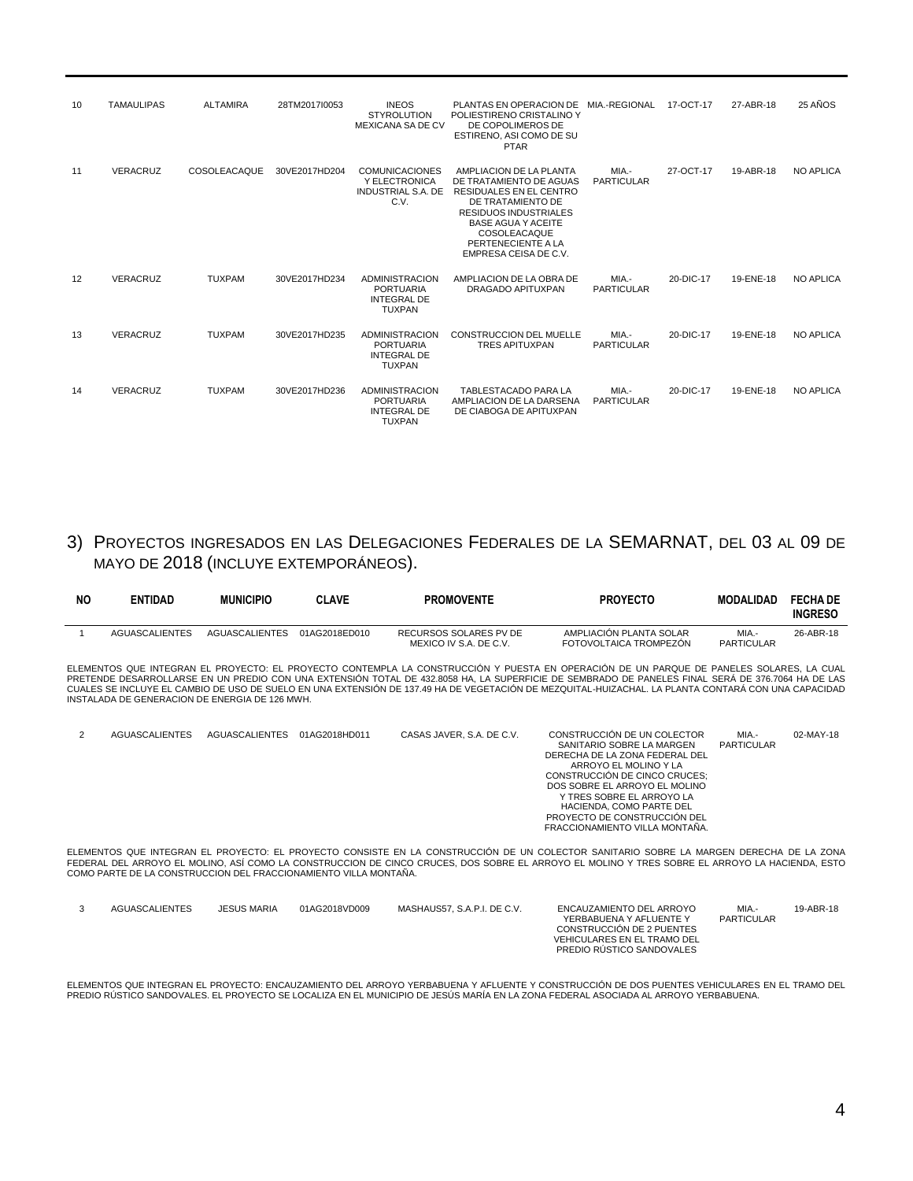| | | | | | | | | | |
|---|---|---|---|---|---|---|---|---|---|
| 10 | TAMAULIPAS | ALTAMIRA | 28TM2017I0053 | INEOS STYROLUTION MEXICANA SA DE CV | PLANTAS EN OPERACION DE POLIESTIRENO CRISTALINO Y DE COPOLIMEROS DE ESTIRENO, ASI COMO DE SU PTAR | MIA.-REGIONAL | 17-OCT-17 | 27-ABR-18 | 25 AÑOS |
| 11 | VERACRUZ | COSOLEACAQUE | 30VE2017HD204 | COMUNICACIONES Y ELECTRONICA INDUSTRIAL S.A. DE C.V. | AMPLIACION DE LA PLANTA DE TRATAMIENTO DE AGUAS RESIDUALES EN EL CENTRO DE TRATAMIENTO DE RESIDUOS INDUSTRIALES BASE AGUA Y ACEITE COSOLEACAQUE PERTENECIENTE A LA EMPRESA CEISA DE C.V. | MIA.- PARTICULAR | 27-OCT-17 | 19-ABR-18 | NO APLICA |
| 12 | VERACRUZ | TUXPAM | 30VE2017HD234 | ADMINISTRACION PORTUARIA INTEGRAL DE TUXPAN | AMPLIACION DE LA OBRA DE DRAGADO APITUXPAN | MIA.- PARTICULAR | 20-DIC-17 | 19-ENE-18 | NO APLICA |
| 13 | VERACRUZ | TUXPAM | 30VE2017HD235 | ADMINISTRACION PORTUARIA INTEGRAL DE TUXPAN | CONSTRUCCION DEL MUELLE TRES APITUXPAN | MIA.- PARTICULAR | 20-DIC-17 | 19-ENE-18 | NO APLICA |
| 14 | VERACRUZ | TUXPAM | 30VE2017HD236 | ADMINISTRACION PORTUARIA INTEGRAL DE TUXPAN | TABLESTACADO PARA LA AMPLIACION DE LA DARSENA DE CIABOGA DE APITUXPAN | MIA.- PARTICULAR | 20-DIC-17 | 19-ENE-18 | NO APLICA |

## 3) Proyectos ingresados en las Delegaciones Federales de la SEMARNAT, del 03 al 09 de mayo de 2018 (incluye extemporáneos).

| NO | ENTIDAD | MUNICIPIO | CLAVE | PROMOVENTE | PROYECTO | MODALIDAD | FECHA DE INGRESO |
|---|---|---|---|---|---|---|---|
| 1 | AGUASCALIENTES | AGUASCALIENTES | 01AG2018ED010 | RECURSOS SOLARES PV DE MEXICO IV S.A. DE C.V. | AMPLIACIÓN PLANTA SOLAR FOTOVOLTAICA TROMPEZÓN | MIA.- PARTICULAR | 26-ABR-18 |

ELEMENTOS QUE INTEGRAN EL PROYECTO: EL PROYECTO CONTEMPLA LA CONSTRUCCIÓN Y PUESTA EN OPERACIÓN DE UN PARQUE DE PANELES SOLARES, LA CUAL PRETENDE DESARROLLARSE EN UN PREDIO CON UNA EXTENSIÓN TOTAL DE 432.8058 HA, LA SUPERFICIE DE SEMBRADO DE PANELES FINAL SERÁ DE 376.7064 HA DE LAS CUALES SE INCLUYE EL CAMBIO DE USO DE SUELO EN UNA EXTENSIÓN DE 137.49 HA DE VEGETACIÓN DE MEZQUITAL-HUIZACHAL. LA PLANTA CONTARÁ CON UNA CAPACIDAD INSTALADA DE GENERACION DE ENERGIA DE 126 MWH.

| NO | ENTIDAD | MUNICIPIO | CLAVE | PROMOVENTE | PROYECTO | MODALIDAD | FECHA DE INGRESO |
|---|---|---|---|---|---|---|---|
| 2 | AGUASCALIENTES | AGUASCALIENTES | 01AG2018HD011 | CASAS JAVER, S.A. DE C.V. | CONSTRUCCIÓN DE UN COLECTOR SANITARIO SOBRE LA MARGEN DERECHA DE LA ZONA FEDERAL DEL ARROYO EL MOLINO Y LA CONSTRUCCIÓN DE CINCO CRUCES; DOS SOBRE EL ARROYO EL MOLINO Y TRES SOBRE EL ARROYO LA HACIENDA, COMO PARTE DEL PROYECTO DE CONSTRUCCIÓN DEL FRACCIONAMIENTO VILLA MONTAÑA. | MIA.- PARTICULAR | 02-MAY-18 |

ELEMENTOS QUE INTEGRAN EL PROYECTO: EL PROYECTO CONSISTE EN LA CONSTRUCCIÓN DE UN COLECTOR SANITARIO SOBRE LA MARGEN DERECHA DE LA ZONA FEDERAL DEL ARROYO EL MOLINO, ASÍ COMO LA CONSTRUCCION DE CINCO CRUCES, DOS SOBRE EL ARROYO EL MOLINO Y TRES SOBRE EL ARROYO LA HACIENDA, ESTO COMO PARTE DE LA CONSTRUCCION DEL FRACCIONAMIENTO VILLA MONTAÑA.

| NO | ENTIDAD | MUNICIPIO | CLAVE | PROMOVENTE | PROYECTO | MODALIDAD | FECHA DE INGRESO |
|---|---|---|---|---|---|---|---|
| 3 | AGUASCALIENTES | JESUS MARIA | 01AG2018VD009 | MASHAUS57, S.A.P.I. DE C.V. | ENCAUZAMIENTO DEL ARROYO YERBABUENA Y AFLUENTE Y CONSTRUCCIÓN DE 2 PUENTES VEHICULARES EN EL TRAMO DEL PREDIO RÚSTICO SANDOVALES | MIA.- PARTICULAR | 19-ABR-18 |

ELEMENTOS QUE INTEGRAN EL PROYECTO: ENCAUZAMIENTO DEL ARROYO YERBABUENA Y AFLUENTE Y CONSTRUCCIÓN DE DOS PUENTES VEHICULARES EN EL TRAMO DEL PREDIO RÚSTICO SANDOVALES. EL PROYECTO SE LOCALIZA EN EL MUNICIPIO DE JESÚS MARÍA EN LA ZONA FEDERAL ASOCIADA AL ARROYO YERBABUENA.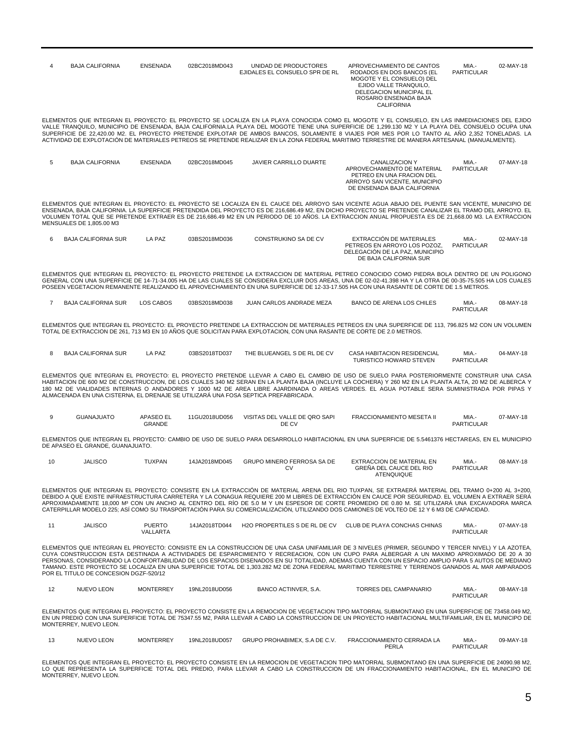| 4 | BAJA CALIFORNIA | ENSENADA | 02BC2018MD043 | UNIDAD DE PRODUCTORES EJIDALES EL CONSUELO SPR DE RL | APROVECHAMIENTO DE CANTOS RODADOS EN DOS BANCOS (EL MOGOTE Y EL CONSUELO) DEL EJIDO VALLE TRANQUILO, DELEGACION MUNICIPAL EL ROSARIO ENSENADA BAJA CALIFORNIA | MIA.- PARTICULAR | 02-MAY-18 |
|---|---|---|---|---|---|---|---|

ELEMENTOS QUE INTEGRAN EL PROYECTO: EL PROYECTO SE LOCALIZA EN LA PLAYA CONOCIDA COMO EL MOGOTE Y EL CONSUELO, EN LAS INMEDIACIONES DEL EJIDO VALLE TRANQUILO, MUNICIPIO DE ENSENADA, BAJA CALIFORNIA.LA PLAYA DEL MOGOTE TIENE UNA SUPERFICIE DE 1,299.130 M2 Y LA PLAYA DEL CONSUELO OCUPA UNA SUPERFICIE DE 22,420.00 M2. EL PROYECTO PRETENDE EXPLOTAR DE AMBOS BANCOS, SOLAMENTE 8 VIAJES POR MES POR LO TANTO AL AÑO 2,352 TONELADAS. LA ACTIVIDAD DE EXPLOTACIÓN DE MATERIALES PETREOS SE PRETENDE REALIZAR EN LA ZONA FEDERAL MARITIMO TERRESTRE DE MANERA ARTESANAL (MANUALMENTE).

| 5 | BAJA CALIFORNIA | ENSENADA | 02BC2018MD045 | JAVIER CARRILLO DUARTE | CANALIZACION Y APROVECHAMIENTO DE MATERIAL PETREO EN UNA FRACION DEL ARROYO SAN VICENTE, MUNICIPIO DE ENSENADA BAJA CALIFORNIA | MIA.- PARTICULAR | 07-MAY-18 |
|---|---|---|---|---|---|---|---|

ELEMENTOS QUE INTEGRAN EL PROYECTO: EL PROYECTO SE LOCALIZA EN EL CAUCE DEL ARROYO SAN VICENTE AGUA ABAJO DEL PUENTE SAN VICENTE, MUNICIPIO DE ENSENADA, BAJA CALIFORNIA. LA SUPERFICIE PRETENDIDA DEL PROYECTO ES DE 216,686.49 M2, EN DICHO PROYECTO SE PRETENDE CANALIZAR EL TRAMO DEL ARROYO. EL VOLUMEN TOTAL QUE SE PRETENDE EXTRAER ES DE 216,686.49 M2 EN UN PERIODO DE 10 AÑOS. LA EXTRACCION ANUAL PROPUESTA ES DE 21,668.00 M3. LA EXTRACCION MENSUALES DE 1,805.00 M3

| 6 | BAJA CALIFORNIA SUR | LA PAZ | 03BS2018MD036 | CONSTRUKINO SA DE CV | EXTRACCIÓN DE MATERIALES PETREOS EN ARROYO LOS POZOZ, DELEGACIÓN DE LA PAZ, MUNICIPIO DE BAJA CALIFORNIA SUR | MIA.- PARTICULAR | 02-MAY-18 |
|---|---|---|---|---|---|---|---|

ELEMENTOS QUE INTEGRAN EL PROYECTO: EL PROYECTO PRETENDE LA EXTRACCION DE MATERIAL PETREO CONOCIDO COMO PIEDRA BOLA DENTRO DE UN POLIGONO GENERAL CON UNA SUPERFICIE DE 14-71-34.005 HA DE LAS CUALES SE CONSIDERA EXCLUIR DOS AREAS, UNA DE 02-02-41.398 HA Y LA OTRA DE 00-35-75.505 HA LOS CUALES POSEEN VEGETACION REMANENTE REALIZANDO EL APROVECHAMIENTO EN UNA SUPERFICIE DE 12-33-17.505 HA CON UNA RASANTE DE CORTE DE 1.5 METROS.

| 7 | BAJA CALIFORNIA SUR | LOS CABOS | 03BS2018MD038 | JUAN CARLOS ANDRADE MEZA | BANCO DE ARENA LOS CHILES | MIA.- PARTICULAR | 08-MAY-18 |
|---|---|---|---|---|---|---|---|

ELEMENTOS QUE INTEGRAN EL PROYECTO: EL PROYECTO PRETENDE LA EXTRACCION DE MATERIALES PETREOS EN UNA SUPERFICIE DE 113, 796.825 M2 CON UN VOLUMEN TOTAL DE EXTRACCION DE 261, 713 M3 EN 10 AÑOS QUE SOLICITAN PARA EXPLOTACION, CON UNA RASANTE DE CORTE DE 2.0 METROS.

| 8 | BAJA CALIFORNIA SUR | LA PAZ | 03BS2018TD037 | THE BLUEANGEL S DE RL DE CV | CASA HABITACION RESIDENCIAL TURISTICO HOWARD STEVEN | MIA.- PARTICULAR | 04-MAY-18 |
|---|---|---|---|---|---|---|---|

ELEMENTOS QUE INTEGRAN EL PROYECTO: EL PROYECTO PRETENDE LLEVAR A CABO EL CAMBIO DE USO DE SUELO PARA POSTERIORMENTE CONSTRUIR UNA CASA HABITACION DE 600 M2 DE CONSTRUCCION, DE LOS CUALES 340 M2 SERAN EN LA PLANTA BAJA (INCLUYE LA COCHERA) Y 260 M2 EN LA PLANTA ALTA, 20 M2 DE ALBERCA Y 180 M2 DE VIALIDADES INTERNAS O ANDADORES Y 1000 M2 DE AREA LIBRE AJARDINADA O AREAS VERDES. EL AGUA POTABLE SERA SUMINISTRADA POR PIPAS Y ALMACENADA EN UNA CISTERNA, EL DRENAJE SE UTILIZARÁ UNA FOSA SEPTICA PREFABRICADA.

| 9 | GUANAJUATO | APASEO EL GRANDE | 11GU2018UD056 | VISITAS DEL VALLE DE QRO SAPI DE CV | FRACCIONAMIENTO MESETA II | MIA.- PARTICULAR | 07-MAY-18 |
|---|---|---|---|---|---|---|---|

ELEMENTOS QUE INTEGRAN EL PROYECTO: CAMBIO DE USO DE SUELO PARA DESARROLLO HABITACIONAL EN UNA SUPERFICIE DE 5.5461376 HECTAREAS, EN EL MUNICIPIO DE APASEO EL GRANDE, GUANAJUATO.

| 10 | JALISCO | TUXPAN | 14JA2018MD045 | GRUPO MINERO FERROSA SA DE CV | EXTRACCION DE MATERIAL EN GREÑA DEL CAUCE DEL RIO ATENQUIQUE | MIA.- PARTICULAR | 08-MAY-18 |
|---|---|---|---|---|---|---|---|

ELEMENTOS QUE INTEGRAN EL PROYECTO: CONSISTE EN LA EXTRACCIÓN DE MATERIAL ARENA DEL RIO TUXPAN, SE EXTRAERÁ MATERIAL DEL TRAMO 0+200 AL 3+200, DEBIDO A QUE EXISTE INFRAESTRUCTURA CARRETERA Y LA CONAGUA REQUIERE 200 M LIBRES DE EXTRACCIÓN EN CAUCE POR SEGURIDAD. EL VOLUMEN A EXTRAER SERÁ APROXIMADAMENTE 18,000 M³ CON UN ANCHO AL CENTRO DEL RÍO DE 5.0 M Y UN ESPESOR DE CORTE PROMEDIO DE 0.80 M. SE UTILIZARÁ UNA EXCAVADORA MARCA CATERPILLAR MODELO 225; ASÍ COMO SU TRASPORTACIÓN PARA SU COMERCIALIZACIÓN, UTILIZANDO DOS CAMIONES DE VOLTEO DE 12 Y 6 M3 DE CAPACIDAD.

| 11 | JALISCO | PUERTO VALLARTA | 14JA2018TD044 | H2O PROPERTILES S DE RL DE CV | CLUB DE PLAYA CONCHAS CHINAS | MIA.- PARTICULAR | 07-MAY-18 |
|---|---|---|---|---|---|---|---|

ELEMENTOS QUE INTEGRAN EL PROYECTO: CONSISTE EN LA CONSTRUCCION DE UNA CASA UNIFAMILIAR DE 3 NIVELES (PRIMER, SEGUNDO Y TERCER NIVEL) Y LA AZOTEA, CUYA CONSTRUCCION ESTA DESTINADA A ACTIVIDADES DE ESPARCIMIENTO Y RECREACION, CON UN CUPO PARA ALBERGAR A UN MAXIMO APROXIMADO DE 20 A 30 PERSONAS, CONSIDERANDO LA CONFORTABILIDAD DE LOS ESPACIOS DISEÑADOS EN SU TOTALIDAD, ADEMAS CUENTA CON UN ESPACIO AMPLIO PARA 5 AUTOS DE MEDIANO TAMAÑO. ESTE PROYECTO SE LOCALIZA EN UNA SUPERFICIE TOTAL DE 1,303.282 M2 DE ZONA FEDERAL MARITIMO TERRESTRE Y TERRENOS GANADOS AL MAR AMPARADOS POR EL TITULO DE CONCESION DGZF-520/12

| 12 | NUEVO LEON | MONTERREY | 19NL2018UD056 | BANCO ACTINVER, S.A. | TORRES DEL CAMPANARIO | MIA.- PARTICULAR | 08-MAY-18 |
|---|---|---|---|---|---|---|---|

ELEMENTOS QUE INTEGRAN EL PROYECTO: EL PROYECTO CONSISTE EN LA REMOCION DE VEGETACION TIPO MATORRAL SUBMONTANO EN UNA SUPERFICIE DE 73458.049 M2, EN UN PREDIO CON UNA SUPERFICIE TOTAL DE 75347.55 M2, PARA LLEVAR A CABO LA CONSTRUCCION DE UN PROYECTO HABITACIONAL MULTIFAMILIAR, EN EL MUNICIPIO DE MONTERREY, NUEVO LEON.

| 13 | NUEVO LEON | MONTERREY | 19NL2018UD057 | GRUPO PROHABIMEX, S.A DE C.V. | FRACCIONAMIENTO CERRADA LA PERLA | MIA.- PARTICULAR | 09-MAY-18 |
|---|---|---|---|---|---|---|---|

ELEMENTOS QUE INTEGRAN EL PROYECTO: EL PROYECTO CONSISTE EN LA REMOCION DE VEGETACION TIPO MATORRAL SUBMONTANO EN UNA SUPERFICIE DE 24090.98 M2, LO QUE REPRESENTA LA SUPERFICIE TOTAL DEL PREDIO, PARA LLEVAR A CABO LA CONSTRUCCION DE UN FRACCIONAMIENTO HABITACIONAL, EN EL MUNICIPIO DE MONTERREY, NUEVO LEON.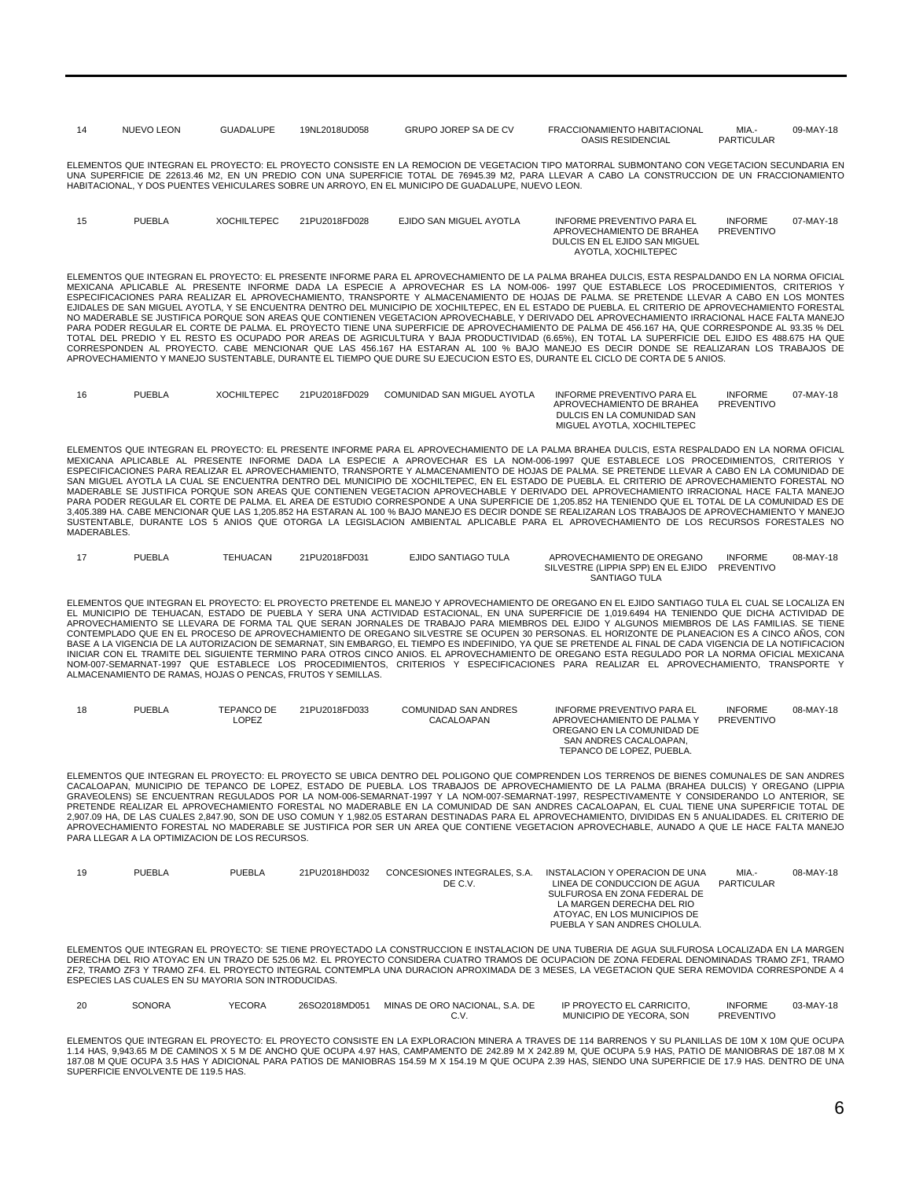| 14 | NUEVO LEON | GUADALUPE | 19NL2018UD058 | GRUPO JOREP SA DE CV | FRACCIONAMIENTO HABITACIONAL OASIS RESIDENCIAL | MIA.- PARTICULAR | 09-MAY-18 |
|---|---|---|---|---|---|---|---|

ELEMENTOS QUE INTEGRAN EL PROYECTO: EL PROYECTO CONSISTE EN LA REMOCION DE VEGETACION TIPO MATORRAL SUBMONTANO CON VEGETACION SECUNDARIA EN UNA SUPERFICIE DE 22613.46 M2, EN UN PREDIO CON UNA SUPERFICIE TOTAL DE 76945.39 M2, PARA LLEVAR A CABO LA CONSTRUCCION DE UN FRACCIONAMIENTO HABITACIONAL, Y DOS PUENTES VEHICULARES SOBRE UN ARROYO, EN EL MUNICIPO DE GUADALUPE, NUEVO LEON.

| 15 | PUEBLA | XOCHILTEPEC | 21PU2018FD028 | EJIDO SAN MIGUEL AYOTLA | INFORME PREVENTIVO PARA EL APROVECHAMIENTO DE BRAHEA DULCIS EN EL EJIDO SAN MIGUEL AYOTLA, XOCHILTEPEC | INFORME PREVENTIVO | 07-MAY-18 |
|---|---|---|---|---|---|---|---|

ELEMENTOS QUE INTEGRAN EL PROYECTO: EL PRESENTE INFORME PARA EL APROVECHAMIENTO DE LA PALMA BRAHEA DULCIS, ESTA RESPALDANDO EN LA NORMA OFICIAL MEXICANA APLICABLE AL PRESENTE INFORME DADA LA ESPECIE A APROVECHAR ES LA NOM-006- 1997 QUE ESTABLECE LOS PROCEDIMIENTOS, CRITERIOS Y ESPECIFICACIONES PARA REALIZAR EL APROVECHAMIENTO, TRANSPORTE Y ALMACENAMIENTO DE HOJAS DE PALMA. SE PRETENDE LLEVAR A CABO EN LOS MONTES EJIDALES DE SAN MIGUEL AYOTLA, Y SE ENCUENTRA DENTRO DEL MUNICIPIO DE XOCHILTEPEC, EN EL ESTADO DE PUEBLA. EL CRITERIO DE APROVECHAMIENTO FORESTAL NO MADERABLE SE JUSTIFICA PORQUE SON AREAS QUE CONTIENEN VEGETACION APROVECHABLE, Y DERIVADO DEL APROVECHAMIENTO IRRACIONAL HACE FALTA MANEJO PARA PODER REGULAR EL CORTE DE PALMA. EL PROYECTO TIENE UNA SUPERFICIE DE APROVECHAMIENTO DE PALMA DE 456.167 HA, QUE CORRESPONDE AL 93.35 % DEL TOTAL DEL PREDIO Y EL RESTO ES OCUPADO POR AREAS DE AGRICULTURA Y BAJA PRODUCTIVIDAD (6.65%), EN TOTAL LA SUPERFICIE DEL EJIDO ES 488.675 HA QUE CORRESPONDEN AL PROYECTO. CABE MENCIONAR QUE LAS 456.167 HA ESTARAN AL 100 % BAJO MANEJO ES DECIR DONDE SE REALIZARAN LOS TRABAJOS DE APROVECHAMIENTO Y MANEJO SUSTENTABLE, DURANTE EL TIEMPO QUE DURE SU EJECUCION ESTO ES, DURANTE EL CICLO DE CORTA DE 5 ANIOS.

| 16 | PUEBLA | XOCHILTEPEC | 21PU2018FD029 | COMUNIDAD SAN MIGUEL AYOTLA | INFORME PREVENTIVO PARA EL APROVECHAMIENTO DE BRAHEA DULCIS EN LA COMUNIDAD SAN MIGUEL AYOTLA, XOCHILTEPEC | INFORME PREVENTIVO | 07-MAY-18 |
|---|---|---|---|---|---|---|---|

ELEMENTOS QUE INTEGRAN EL PROYECTO: EL PRESENTE INFORME PARA EL APROVECHAMIENTO DE LA PALMA BRAHEA DULCIS, ESTA RESPALDANDO EN LA NORMA OFICIAL MEXICANA APLICABLE AL PRESENTE INFORME DADA LA ESPECIE A APROVECHAR ES LA NOM-006-1997 QUE ESTABLECE LOS PROCEDIMIENTOS, CRITERIOS Y ESPECIFICACIONES PARA REALIZAR EL APROVECHAMIENTO, TRANSPORTE Y ALMACENAMIENTO DE HOJAS DE PALMA. SE PRETENDE LLEVAR A CABO EN LA COMUNIDAD DE SAN MIGUEL AYOTLA LA CUAL SE ENCUENTRA DENTRO DEL MUNICIPIO DE XOCHILTEPEC, EN EL ESTADO DE PUEBLA. EL CRITERIO DE APROVECHAMIENTO FORESTAL NO MADERABLE SE JUSTIFICA PORQUE SON AREAS QUE CONTIENEN VEGETACION APROVECHABLE Y DERIVADO DEL APROVECHAMIENTO IRRACIONAL HACE FALTA MANEJO PARA PODER REGULAR EL CORTE DE PALMA. EL AREA DE ESTUDIO CORRESPONDE A UNA SUPERFICIE DE 1,205.852 HA TENIENDO QUE EL TOTAL DE LA COMUNIDAD ES DE 3,405.389 HA. CABE MENCIONAR QUE LAS 1,205.852 HA ESTARAN AL 100 % BAJO MANEJO ES DECIR DONDE SE REALIZARAN LOS TRABAJOS DE APROVECHAMIENTO Y MANEJO SUSTENTABLE, DURANTE LOS 5 ANIOS QUE OTORGA LA LEGISLACION AMBIENTAL APLICABLE PARA EL APROVECHAMIENTO DE LOS RECURSOS FORESTALES NO MADERABLES.

| 17 | PUEBLA | TEHUACAN | 21PU2018FD031 | EJIDO SANTIAGO TULA | APROVECHAMIENTO DE OREGANO SILVESTRE (LIPPIA SPP) EN EL EJIDO SANTIAGO TULA | INFORME PREVENTIVO | 08-MAY-18 |
|---|---|---|---|---|---|---|---|

ELEMENTOS QUE INTEGRAN EL PROYECTO: EL PROYECTO PRETENDE EL MANEJO Y APROVECHAMIENTO DE OREGANO EN EL EJIDO SANTIAGO TULA EL CUAL SE LOCALIZA EN EL MUNICIPIO DE TEHUACAN, ESTADO DE PUEBLA Y SERA UNA ACTIVIDAD ESTACIONAL, EN UNA SUPERFICIE DE 1,019.6494 HA TENIENDO QUE DICHA ACTIVIDAD DE APROVECHAMIENTO SE LLEVARA DE FORMA TAL QUE SERAN JORNALES DE TRABAJO PARA MIEMBROS DEL EJIDO Y ALGUNOS MIEMBROS DE LAS FAMILIAS. SE TIENE CONTEMPLADO QUE EN EL PROCESO DE APROVECHAMIENTO DE OREGANO SILVESTRE SE OCUPEN 30 PERSONAS. EL HORIZONTE DE PLANEACION ES A CINCO AÑOS, CON BASE A LA VIGENCIA DE LA AUTORIZACION DE SEMARNAT, SIN EMBARGO, EL TIEMPO ES INDEFINIDO, YA QUE SE PRETENDE AL FINAL DE CADA VIGENCIA DE LA NOTIFICACION INICIAR CON EL TRAMITE DEL SIGUIENTE TERMINO PARA OTROS CINCO ANIOS. EL APROVECHAMIENTO DE OREGANO ESTA REGULADO POR LA NORMA OFICIAL MEXICANA NOM-007-SEMARNAT-1997 QUE ESTABLECE LOS PROCEDIMIENTOS, CRITERIOS Y ESPECIFICACIONES PARA REALIZAR EL APROVECHAMIENTO, TRANSPORTE Y ALMACENAMIENTO DE RAMAS, HOJAS O PENCAS, FRUTOS Y SEMILLAS.

| 18 | PUEBLA | TEPANCO DE LOPEZ | 21PU2018FD033 | COMUNIDAD SAN ANDRES CACALOAPAN | INFORME PREVENTIVO PARA EL APROVECHAMIENTO DE PALMA Y OREGANO EN LA COMUNIDAD DE SAN ANDRES CACALOAPAN, TEPANCO DE LOPEZ, PUEBLA. | INFORME PREVENTIVO | 08-MAY-18 |
|---|---|---|---|---|---|---|---|

ELEMENTOS QUE INTEGRAN EL PROYECTO: EL PROYECTO SE UBICA DENTRO DEL POLIGONO QUE COMPRENDEN LOS TERRENOS DE BIENES COMUNALES DE SAN ANDRES CACALOAPAN, MUNICIPIO DE TEPANCO DE LOPEZ, ESTADO DE PUEBLA. LOS TRABAJOS DE APROVECHAMIENTO DE LA PALMA (BRAHEA DULCIS) Y OREGANO (LIPPIA GRAVEOLENS) SE ENCUENTRAN REGULADOS POR LA NOM-006-SEMARNAT-1997 Y LA NOM-007-SEMARNAT-1997, RESPECTIVAMENTE Y CONSIDERANDO LO ANTERIOR, SE PRETENDE REALIZAR EL APROVECHAMIENTO FORESTAL NO MADERABLE EN LA COMUNIDAD DE SAN ANDRES CACALOAPAN, EL CUAL TIENE UNA SUPERFICIE TOTAL DE 2,907.09 HA, DE LAS CUALES 2,847.90, SON DE USO COMUN Y 1,982.05 ESTARAN DESTINADAS PARA EL APROVECHAMIENTO, DIVIDIDAS EN 5 ANUALIDADES. EL CRITERIO DE APROVECHAMIENTO FORESTAL NO MADERABLE SE JUSTIFICA POR SER UN AREA QUE CONTIENE VEGETACION APROVECHABLE, AUNADO A QUE LE HACE FALTA MANEJO PARA LLEGAR A LA OPTIMIZACION DE LOS RECURSOS.

| 19 | PUEBLA | PUEBLA | 21PU2018HD032 | CONCESIONES INTEGRALES, S.A. DE C.V. | INSTALACION Y OPERACION DE UNA LINEA DE CONDUCCION DE AGUA SULFUROSA EN ZONA FEDERAL DE LA MARGEN DERECHA DEL RIO ATOYAC, EN LOS MUNICIPIOS DE PUEBLA Y SAN ANDRES CHOLULA. | MIA.- PARTICULAR | 08-MAY-18 |
|---|---|---|---|---|---|---|---|

ELEMENTOS QUE INTEGRAN EL PROYECTO: SE TIENE PROYECTADO LA CONSTRUCCION E INSTALACION DE UNA TUBERIA DE AGUA SULFUROSA LOCALIZADA EN LA MARGEN DERECHA DEL RIO ATOYAC EN UN TRAZO DE 525.06 M2. EL PROYECTO CONSIDERA CUATRO TRAMOS DE OCUPACION DE ZONA FEDERAL DENOMINADAS TRAMO ZF1, TRAMO ZF2, TRAMO ZF3 Y TRAMO ZF4. EL PROYECTO INTEGRAL CONTEMPLA UNA DURACION APROXIMADA DE 3 MESES, LA VEGETACION QUE SERA REMOVIDA CORRESPONDE A 4 ESPECIES LAS CUALES EN SU MAYORIA SON INTRODUCIDAS.

| 20 | SONORA | YECORA | 26SO2018MD051 | MINAS DE ORO NACIONAL, S.A. DE C.V. | IP PROYECTO EL CARRICITO, MUNICIPIO DE YECORA, SON | INFORME PREVENTIVO | 03-MAY-18 |
|---|---|---|---|---|---|---|---|

ELEMENTOS QUE INTEGRAN EL PROYECTO: EL PROYECTO CONSISTE EN LA EXPLORACION MINERA A TRAVES DE 114 BARRENOS Y SU PLANILLAS DE 10M X 10M QUE OCUPA 1.14 HAS, 9,943.65 M DE CAMINOS X 5 M DE ANCHO QUE OCUPA 4.97 HAS, CAMPAMENTO DE 242.89 M X 242.89 M, QUE OCUPA 5.9 HAS, PATIO DE MANIOBRAS DE 187.08 M X 187.08 M QUE OCUPA 3.5 HAS Y ADICIONAL PARA PATIOS DE MANIOBRAS 154.59 M X 154.19 M QUE OCUPA 2.39 HAS, SIENDO UNA SUPERFICIE DE 17.9 HAS. DENTRO DE UNA SUPERFICIE ENVOLVENTE DE 119.5 HAS.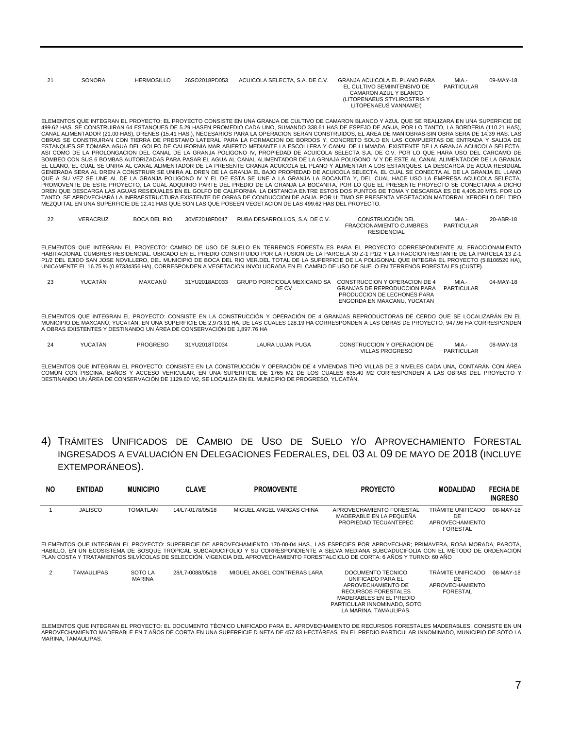| 21 | SONORA | HERMOSILLO | 26SO2018PD053 | ACUICOLA SELECTA, S.A. DE C.V. | GRANJA ACUICOLA EL PLANO PARA EL CULTIVO SEMIINTENSIVO DE CAMARON AZUL Y BLANCO (LITOPENAEUS STYLIROSTRIS Y LITOPENAEUS VANNAMEI) | MIA.- PARTICULAR | 09-MAY-18 |
|---|---|---|---|---|---|---|---|

ELEMENTOS QUE INTEGRAN EL PROYECTO: EL PROYECTO CONSISTE EN UNA GRANJA DE CULTIVO DE CAMARON BLANCO Y AZUL QUE SE REALIZARA EN UNA SUPERFICIE DE 499.62 HAS. SE CONSTRUIRAN 64 ESTANQUES DE 5.29 HASEN PROMEDIO CADA UNO, SUMANDO 338.61 HAS DE ESPEJO DE AGUA, POR LO TANTO, LA BORDERIA (110.21 HAS), CANAL ALIMENTADOR (21.00 HAS), DRENES (15.41 HAS.), NECESARIOS PARA LA OPERACION SERAN CONSTRUIDOS, EL AREA DE MANIOBRAS-SIN OBRA SERA DE 14.39 HAS. LAS OBRAS SE CONSTRUIRAN CON TIERRA DE PRESTAMO LATERAL PARA LA FORMACION DE BORDOS Y, CONCRETO SOLO EN LAS COMPUERTAS DE ENTRADA Y SALIDA DE ESTANQUES.SE TOMARA AGUA DEL GOLFO DE CALIFORNIA MAR ABIERTO MEDIANTE LA ESCOLLERA Y CANAL DE LLMMADA, EXISTENTE DE LA GRANJA ACUICOLA SELECTA, ASI COMO DE LA PROLONGACION DEL CANAL DE LA GRANJA POLIGONO IV, PROPIEDAD DE ACUICOLA SELECTA S.A. DE C.V. POR LO QUE HARA USO DEL CARCAMO DE BOMBEO CON SUS 6 BOMBAS AUTORIZADAS PARA PASAR EL AGUA AL CANAL ALIMENTADOR DE LA GRNAJA POLIGONO IV Y DE ESTE AL CANAL ALIMENTADOR DE LA GRANJA EL LLANO, EL CUAL SE UNIRA AL CANAL ALIMENTADOR DE LA PRESENTE GRANJA ACUICOLA EL PLANO Y ALIMENTAR A LOS ESTANQUES. LA DESCARGA DE AGUA RESIDUAL GENERADA SERA AL DREN A CONSTRUIR SE UNIRA AL DREN DE LA GRANJA EL BAJO PROPIEDAD DE ACUICOLA SELECTA, EL CUAL SE CONECTA AL DE LA GRANJA EL LLANO QUE A SU VEZ SE UNE AL DE LA GRANJA POLIGONO IV Y EL DE ESTA SE UNE A LA GRANJA LA BOCANITA Y, DEL CUAL HACE USO LA EMPRESA ACUICOLA SELECTA, PROMOVENTE DE ESTE PROYECTO, LA CUAL ADQUIRIO PARTE DEL PREDIO DE LA GRANJA LA BOCANITA, POR LO QUE EL PRESENTE PROYECTO SE CONECTARA A DICHO DREN QUE DESCARGA LAS AGUAS RESIDUALES EN EL GOLFO DE CALIFORNIA, LA DISTANCIA ENTRE ESTOS DOS PUNTOS DE TOMA Y DESCARGA ES DE 4,405.20 MTS. POR LO TANTO, SE APROVECHARÁ LA INFRAESTRUCTURA EXISTENTE DE OBRAS DE CONDUCCION DE AGUA. POR ULTIMO SE PRESENTA VEGETACION MATORRAL XEROFILO DEL TIPO MEZQUITAL EN UNA SUPERFICIE DE 12.41 HAS QUE SON LAS QUE POSEEN VEGETACION DE LAS 499.62 HAS DEL PROYECTO.

| 22 | VERACRUZ | BOCA DEL RIO | 30VE2018FD047 | RUBA DESARROLLOS, S.A. DE C.V. | CONSTRUCCIÓN DEL FRACCIONAMIENTO CUMBRES RESIDENCIAL | MIA.- PARTICULAR | 20-ABR-18 |
|---|---|---|---|---|---|---|---|

ELEMENTOS QUE INTEGRAN EL PROYECTO: CAMBIO DE USO DE SUELO EN TERRENOS FORESTALES PARA EL PROYECTO CORRESPONDIENTE AL FRACCIONAMIENTO HABITACIONAL CUMBRES RESIDENCIAL. UBICADO EN EL PREDIO CONSTITUIDO POR LA FUSION DE LA PARCELA 30 Z-1 P1/2 Y LA FRACCION RESTANTE DE LA PARCELA 13 Z-1 P1/2 DEL EJIDO SAN JOSE NOVILLERO, DEL MUNICIPIO DE BOCA DEL RIO VER.DEL TOTAL DE LA SUPERFICIE DE LA POLIGONAL QUE INTEGRA EL PROYECTO (5.8106520 HA), UNICAMENTE EL 16.75 % (0.97334356 HA), CORRESPONDEN A VEGETACION INVOLUCRADA EN EL CAMBIO DE USO DE SUELO EN TERRENOS FORESTALES (CUSTF).

| 23 | YUCATÁN | MAXCANÚ | 31YU2018AD033 | GRUPO PORCICOLA MEXICANO SA DE CV | CONSTRUCCION Y OPERACION DE 4 GRANJAS DE REPRODUCCION PARA PRODUCCION DE LECHONES PARA ENGORDA EN MAXCANU, YUCATAN | MIA.- PARTICULAR | 04-MAY-18 |
|---|---|---|---|---|---|---|---|

ELEMENTOS QUE INTEGRAN EL PROYECTO: CONSISTE EN LA CONSTRUCCIÓN Y OPERACIÓN DE 4 GRANJAS REPRODUCTORAS DE CERDO QUE SE LOCALIZARÁN EN EL MUNICIPIO DE MAXCANÚ, YUCATÁN, EN UNA SUPERFICIE DE 2,973.91 HA, DE LAS CUALES 128.19 HA CORRESPONDEN A LAS OBRAS DE PROYECTO, 947.96 HA CORRESPONDEN A OBRAS EXISTENTES Y DESTINANDO UN ÁREA DE CONSERVACIÓN DE 1,897.76 HA

| 24 | YUCATÁN | PROGRESO | 31YU2018TD034 | LAURA LUJAN PUGA | CONSTRUCCION Y OPERACION DE VILLAS PROGRESO | MIA.- PARTICULAR | 08-MAY-18 |
|---|---|---|---|---|---|---|---|

ELEMENTOS QUE INTEGRAN EL PROYECTO: CONSISTE EN LA CONSTRUCCIÓN Y OPERACIÓN DE 4 VIVIENDAS TIPO VILLAS DE 3 NIVELES CADA UNA, CONTARÁN CON ÁREA COMÚN CON PISCINA, BAÑOS Y ACCESO VEHICULAR, EN UNA SUPERFICIE DE 1765 M2 DE LOS CUALES 635.40 M2 CORRESPONDEN A LAS OBRAS DEL PROYECTO Y DESTINANDO UN ÁREA DE CONSERVACIÓN DE 1129.60 M2, SE LOCALIZA EN EL MUNICIPIO DE PROGRESO, YUCATÁN.

## 4) Trámites Unificados de Cambio de Uso de Suelo y/o Aprovechamiento Forestal ingresados a evaluación en Delegaciones Federales, del 03 al 09 de mayo de 2018 (incluye extemporáneos).

| NO | ENTIDAD | MUNICIPIO | CLAVE | PROMOVENTE | PROYECTO | MODALIDAD | FECHA DE INGRESO |
|---|---|---|---|---|---|---|---|
| 1 | JALISCO | TOMATLAN | 14/L7-0178/05/18 | MIGUEL ANGEL VARGAS CHINA | APROVECHAMIENTO FORESTAL MADERABLE EN LA PEQUEÑA PROPIEDAD TECUANTEPEC | TRÁMITE UNIFICADO DE APROVECHAMIENTO FORESTAL | 08-MAY-18 |

ELEMENTOS QUE INTEGRAN EL PROYECTO: SUPERFICIE DE APROVECHAMIENTO 170-00-04 HAS., LAS ESPECIES POR APROVECHAR; PRIMAVERA, ROSA MORADA, PAROTA, HABILLO, EN UN ECOSISTEMA DE BOSQUE TROPICAL SUBCADUCIFOLIO Y SU CORRESPONDIENTE A SELVA MEDIANA SUBCADUCIFOLIA CON EL MÉTODO DE ORDENACIÓN PLAN COSTA Y TRATAMIENTOS SILVÍCOLAS DE SELECCIÓN. VIGENCIA DEL APROVECHAMIENTO FORESTALCICLO DE CORTA: 6 AÑOS Y TURNO: 60 AÑO

| 2 | TAMAULIPAS | SOTO LA MARINA | 28/L7-0088/05/18 | MIGUEL ANGEL CONTRERAS LARA | DOCUMENTO TÉCNICO UNIFICADO PARA EL APROVECHAMIENTO DE RECURSOS FORESTALES MADERABLES EN EL PREDIO PARTICULAR INNOMINADO, SOTO LA MARINA, TAMAULIPAS. | TRÁMITE UNIFICADO DE APROVECHAMIENTO FORESTAL | 08-MAY-18 |
|---|---|---|---|---|---|---|---|

ELEMENTOS QUE INTEGRAN EL PROYECTO: EL DOCUMENTO TÉCNICO UNIFICADO PARA EL APROVECHAMIENTO DE RECURSOS FORESTALES MADERABLES, CONSISTE EN UN APROVECHAMIENTO MADERABLE EN 7 AÑOS DE CORTA EN UNA SUPERFICIE D NETA DE 457.83 HECTÁREAS, EN EL PREDIO PARTICULAR INNOMINADO, MUNICIPIO DE SOTO LA MARINA, TAMAULIPAS.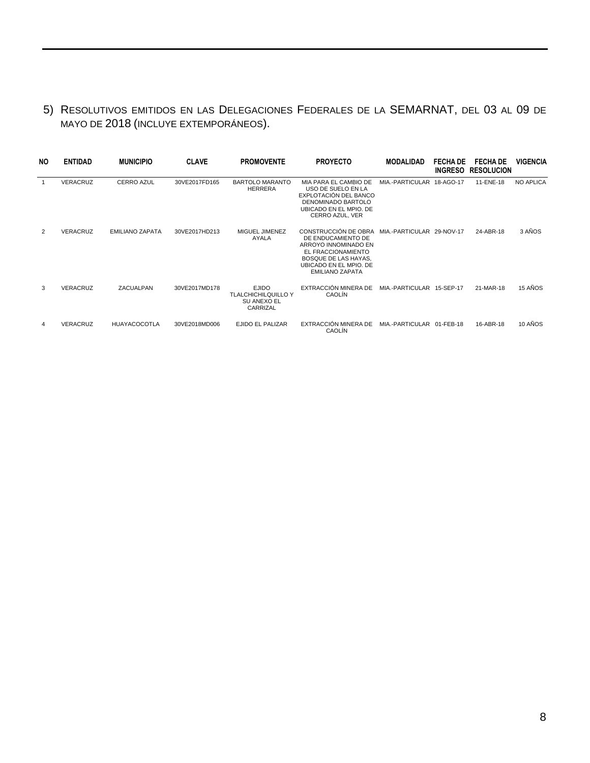5) Resolutivos emitidos en las Delegaciones Federales de la SEMARNAT, del 03 al 09 de mayo de 2018 (incluye extemporáneos).

| NO | ENTIDAD | MUNICIPIO | CLAVE | PROMOVENTE | PROYECTO | MODALIDAD | FECHA DE INGRESO | FECHA DE RESOLUCION | VIGENCIA |
|---|---|---|---|---|---|---|---|---|---|
| 1 | VERACRUZ | CERRO AZUL | 30VE2017FD165 | BARTOLO MARANTO HERRERA | MIA PARA EL CAMBIO DE USO DE SUELO EN LA EXPLOTACIÓN DEL BANCO DENOMINADO BARTOLO UBICADO EN EL MPIO. DE CERRO AZUL, VER | MIA.-PARTICULAR | 18-AGO-17 | 11-ENE-18 | NO APLICA |
| 2 | VERACRUZ | EMILIANO ZAPATA | 30VE2017HD213 | MIGUEL JIMENEZ AYALA | CONSTRUCCIÓN DE OBRA DE ENDUCAMIENTO DE ARROYO INNOMINADO EN EL FRACCIONAMIENTO BOSQUE DE LAS HAYAS, UBICADO EN EL MPIO. DE EMILIANO ZAPATA | MIA.-PARTICULAR | 29-NOV-17 | 24-ABR-18 | 3 AÑOS |
| 3 | VERACRUZ | ZACUALPAN | 30VE2017MD178 | EJIDO TLALCHICHILQUILLO Y SU ANEXO EL CARRIZAL | EXTRACCIÓN MINERA DE CAOLÍN | MIA.-PARTICULAR | 15-SEP-17 | 21-MAR-18 | 15 AÑOS |
| 4 | VERACRUZ | HUAYACOCOTLA | 30VE2018MD006 | EJIDO EL PALIZAR | EXTRACCIÓN MINERA DE CAOLÍN | MIA.-PARTICULAR | 01-FEB-18 | 16-ABR-18 | 10 AÑOS |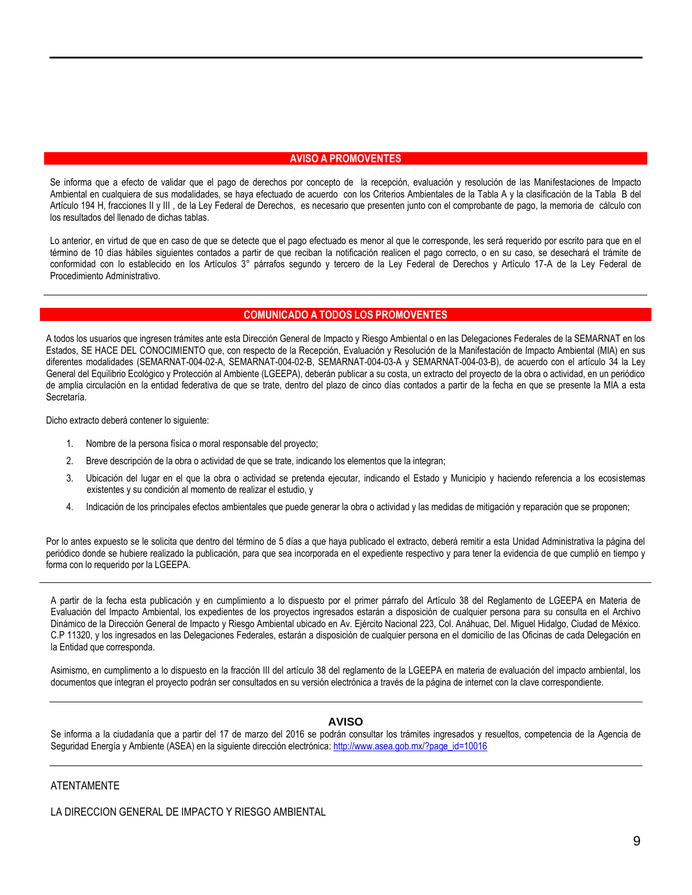## AVISO A PROMOVENTES

Se informa que a efecto de validar que el pago de derechos por concepto de la recepción, evaluación y resolución de las Manifestaciones de Impacto Ambiental en cualquiera de sus modalidades, se haya efectuado de acuerdo con los Criterios Ambientales de la Tabla A y la clasificación de la Tabla B del Artículo 194 H, fracciones II y III , de la Ley Federal de Derechos, es necesario que presenten junto con el comprobante de pago, la memoria de cálculo con los resultados del llenado de dichas tablas.

Lo anterior, en virtud de que en caso de que se detecte que el pago efectuado es menor al que le corresponde, les será requerido por escrito para que en el término de 10 días hábiles siguientes contados a partir de que reciban la notificación realicen el pago correcto, o en su caso, se desechará el trámite de conformidad con lo establecido en los Artículos 3° párrafos segundo y tercero de la Ley Federal de Derechos y Artículo 17-A de la Ley Federal de Procedimiento Administrativo.

---

## COMUNICADO A TODOS LOS PROMOVENTES

A todos los usuarios que ingresen trámites ante esta Dirección General de Impacto y Riesgo Ambiental o en las Delegaciones Federales de la SEMARNAT en los Estados, SE HACE DEL CONOCIMIENTO que, con respecto de la Recepción, Evaluación y Resolución de la Manifestación de Impacto Ambiental (MIA) en sus diferentes modalidades (SEMARNAT-004-02-A, SEMARNAT-004-02-B, SEMARNAT-004-03-A y SEMARNAT-004-03-B), de acuerdo con el artículo 34 la Ley General del Equilibrio Ecológico y Protección al Ambiente (LGEEPA), deberán publicar a su costa, un extracto del proyecto de la obra o actividad, en un periódico de amplia circulación en la entidad federativa de que se trate, dentro del plazo de cinco días contados a partir de la fecha en que se presente la MIA a esta Secretaría.

Dicho extracto deberá contener lo siguiente:

1. Nombre de la persona física o moral responsable del proyecto;
2. Breve descripción de la obra o actividad de que se trate, indicando los elementos que la integran;
3. Ubicación del lugar en el que la obra o actividad se pretenda ejecutar, indicando el Estado y Municipio y haciendo referencia a los ecosistemas existentes y su condición al momento de realizar el estudio, y
4. Indicación de los principales efectos ambientales que puede generar la obra o actividad y las medidas de mitigación y reparación que se proponen;

Por lo antes expuesto se le solicita que dentro del término de 5 días a que haya publicado el extracto, deberá remitir a esta Unidad Administrativa la página del periódico donde se hubiere realizado la publicación, para que sea incorporada en el expediente respectivo y para tener la evidencia de que cumplió en tiempo y forma con lo requerido por la LGEEPA.

---

A partir de la fecha esta publicación y en cumplimiento a lo dispuesto por el primer párrafo del Artículo 38 del Reglamento de LGEEPA en Materia de Evaluación del Impacto Ambiental, los expedientes de los proyectos ingresados estarán a disposición de cualquier persona para su consulta en el Archivo Dinámico de la Dirección General de Impacto y Riesgo Ambiental ubicado en Av. Ejército Nacional 223, Col. Anáhuac, Del. Miguel Hidalgo, Ciudad de México. C.P 11320, y los ingresados en las Delegaciones Federales, estarán a disposición de cualquier persona en el domicilio de las Oficinas de cada Delegación en la Entidad que corresponda.

Asimismo, en cumplimento a lo dispuesto en la fracción III del artículo 38 del reglamento de la LGEEPA en materia de evaluación del impacto ambiental, los documentos que integran el proyecto podrán ser consultados en su versión electrónica a través de la página de internet con la clave correspondiente.

---

## AVISO

Se informa a la ciudadanía que a partir del 17 de marzo del 2016 se podrán consultar los trámites ingresados y resueltos, competencia de la Agencia de Seguridad Energía y Ambiente (ASEA) en la siguiente dirección electrónica: http://www.asea.gob.mx/?page_id=10016

---

ATENTAMENTE

LA DIRECCION GENERAL DE IMPACTO Y RIESGO AMBIENTAL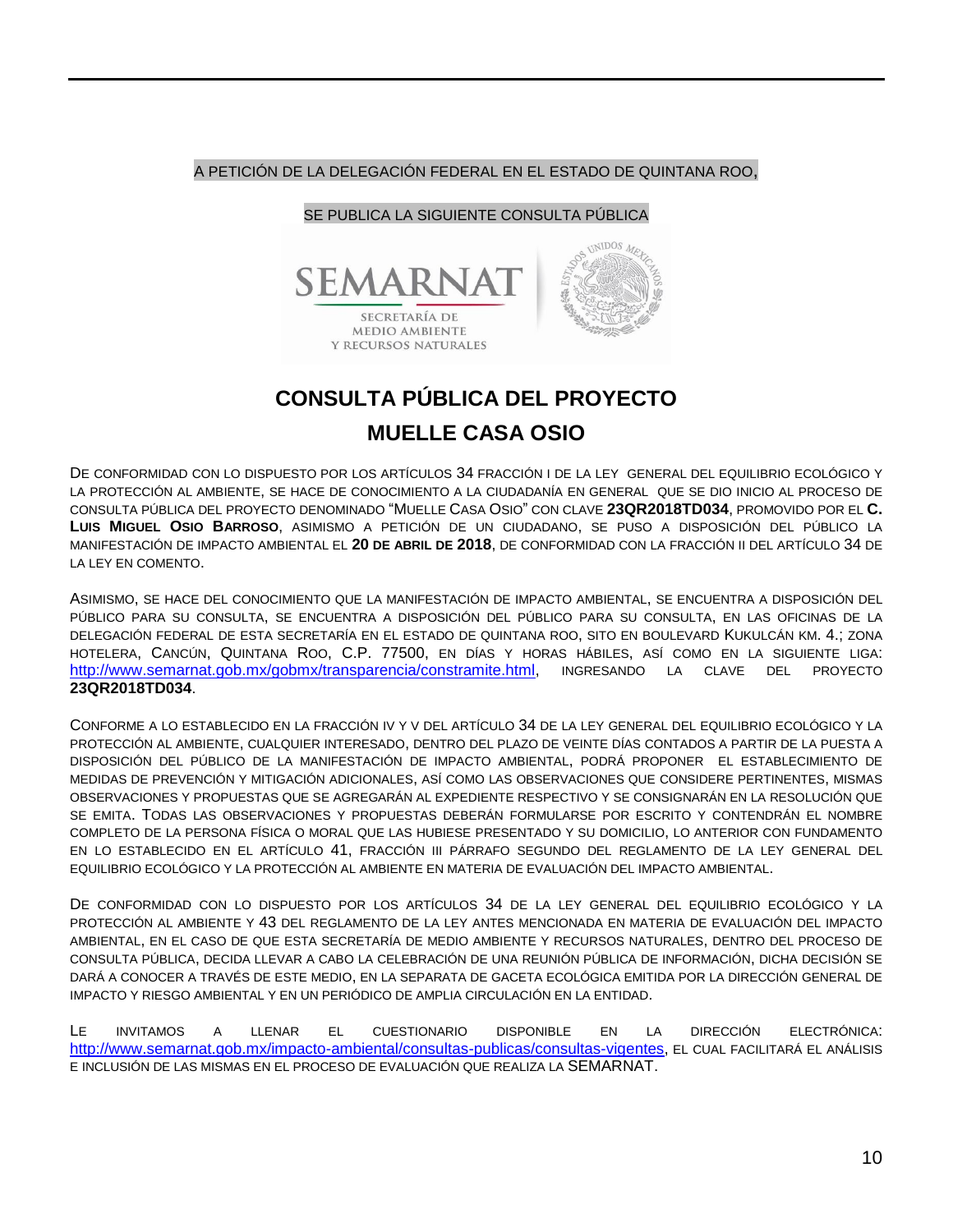A PETICIÓN DE LA DELEGACIÓN FEDERAL EN EL ESTADO DE QUINTANA ROO,

SE PUBLICA LA SIGUIENTE CONSULTA PÚBLICA

SEMARNAT

SECRETARÍA DE MEDIO AMBIENTE Y RECURSOS NATURALES

# CONSULTA PÚBLICA DEL PROYECTO MUELLE CASA OSIO

DE CONFORMIDAD CON LO DISPUESTO POR LOS ARTÍCULOS 34 FRACCIÓN I DE LA LEY GENERAL DEL EQUILIBRIO ECOLÓGICO Y LA PROTECCIÓN AL AMBIENTE, SE HACE DE CONOCIMIENTO A LA CIUDADANÍA EN GENERAL QUE SE DIO INICIO AL PROCESO DE CONSULTA PÚBLICA DEL PROYECTO DENOMINADO "MUELLE CASA OSIO" CON CLAVE **23QR2018TD034**, PROMOVIDO POR EL **C. LUIS MIGUEL OSIO BARROSO**, ASIMISMO A PETICIÓN DE UN CIUDADANO, SE PUSO A DISPOSICIÓN DEL PÚBLICO LA MANIFESTACIÓN DE IMPACTO AMBIENTAL EL **20 DE ABRIL DE 2018**, DE CONFORMIDAD CON LA FRACCIÓN II DEL ARTÍCULO 34 DE LA LEY EN COMENTO.

ASIMISMO, SE HACE DEL CONOCIMIENTO QUE LA MANIFESTACIÓN DE IMPACTO AMBIENTAL, SE ENCUENTRA A DISPOSICIÓN DEL PÚBLICO PARA SU CONSULTA, SE ENCUENTRA A DISPOSICIÓN DEL PÚBLICO PARA SU CONSULTA, EN LAS OFICINAS DE LA DELEGACIÓN FEDERAL DE ESTA SECRETARÍA EN EL ESTADO DE QUINTANA ROO, SITO EN BOULEVARD KUKULCÁN KM. 4.; ZONA HOTELERA, CANCÚN, QUINTANA ROO, C.P. 77500, EN DÍAS Y HORAS HÁBILES, ASÍ COMO EN LA SIGUIENTE LIGA: http://www.semarnat.gob.mx/gobmx/transparencia/constramite.html, INGRESANDO LA CLAVE DEL PROYECTO **23QR2018TD034**.

CONFORME A LO ESTABLECIDO EN LA FRACCIÓN IV Y V DEL ARTÍCULO 34 DE LA LEY GENERAL DEL EQUILIBRIO ECOLÓGICO Y LA PROTECCIÓN AL AMBIENTE, CUALQUIER INTERESADO, DENTRO DEL PLAZO DE VEINTE DÍAS CONTADOS A PARTIR DE LA PUESTA A DISPOSICIÓN DEL PÚBLICO DE LA MANIFESTACIÓN DE IMPACTO AMBIENTAL, PODRÁ PROPONER EL ESTABLECIMIENTO DE MEDIDAS DE PREVENCIÓN Y MITIGACIÓN ADICIONALES, ASÍ COMO LAS OBSERVACIONES QUE CONSIDERE PERTINENTES, MISMAS OBSERVACIONES Y PROPUESTAS QUE SE AGREGARÁN AL EXPEDIENTE RESPECTIVO Y SE CONSIGNARÁN EN LA RESOLUCIÓN QUE SE EMITA. TODAS LAS OBSERVACIONES Y PROPUESTAS DEBERÁN FORMULARSE POR ESCRITO Y CONTENDRÁN EL NOMBRE COMPLETO DE LA PERSONA FÍSICA O MORAL QUE LAS HUBIESE PRESENTADO Y SU DOMICILIO, LO ANTERIOR CON FUNDAMENTO EN LO ESTABLECIDO EN EL ARTÍCULO 41, FRACCIÓN III PÁRRAFO SEGUNDO DEL REGLAMENTO DE LA LEY GENERAL DEL EQUILIBRIO ECOLÓGICO Y LA PROTECCIÓN AL AMBIENTE EN MATERIA DE EVALUACIÓN DEL IMPACTO AMBIENTAL.

DE CONFORMIDAD CON LO DISPUESTO POR LOS ARTÍCULOS 34 DE LA LEY GENERAL DEL EQUILIBRIO ECOLÓGICO Y LA PROTECCIÓN AL AMBIENTE Y 43 DEL REGLAMENTO DE LA LEY ANTES MENCIONADA EN MATERIA DE EVALUACIÓN DEL IMPACTO AMBIENTAL, EN EL CASO DE QUE ESTA SECRETARÍA DE MEDIO AMBIENTE Y RECURSOS NATURALES, DENTRO DEL PROCESO DE CONSULTA PÚBLICA, DECIDA LLEVAR A CABO LA CELEBRACIÓN DE UNA REUNIÓN PÚBLICA DE INFORMACIÓN, DICHA DECISIÓN SE DARÁ A CONOCER A TRAVÉS DE ESTE MEDIO, EN LA SEPARATA DE GACETA ECOLÓGICA EMITIDA POR LA DIRECCIÓN GENERAL DE IMPACTO Y RIESGO AMBIENTAL Y EN UN PERIÓDICO DE AMPLIA CIRCULACIÓN EN LA ENTIDAD.

LE INVITAMOS A LLENAR EL CUESTIONARIO DISPONIBLE EN LA DIRECCIÓN ELECTRÓNICA: http://www.semarnat.gob.mx/impacto-ambiental/consultas-publicas/consultas-vigentes, EL CUAL FACILITARÁ EL ANÁLISIS E INCLUSIÓN DE LAS MISMAS EN EL PROCESO DE EVALUACIÓN QUE REALIZA LA SEMARNAT.